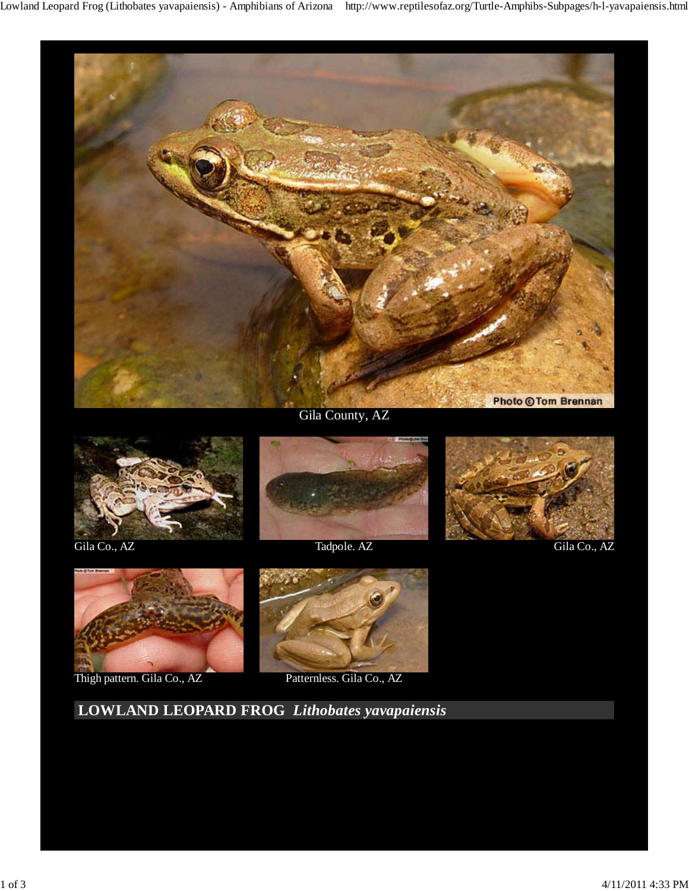Gila County, AZ

Gila Co., AZ

Tadpole. AZ

Gila Co., AZ

Thigh pattern. Gila Co., AZ

Patternless. Gila Co., AZ

## LOWLAND LEOPARD FROG *Lithobates yavapaiensis*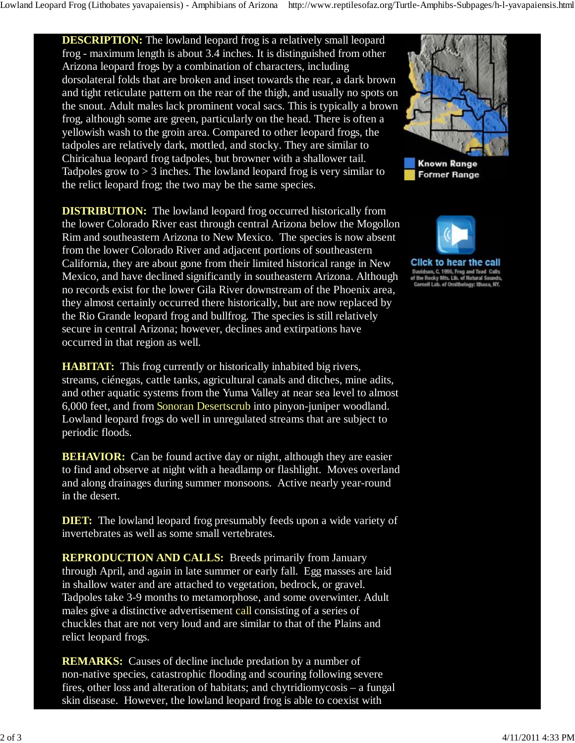**DESCRIPTION:** The lowland leopard frog is a relatively small leopard frog - maximum length is about 3.4 inches. It is distinguished from other Arizona leopard frogs by a combination of characters, including dorsolateral folds that are broken and inset towards the rear, a dark brown and tight reticulate pattern on the rear of the thigh, and usually no spots on the snout. Adult males lack prominent vocal sacs. This is typically a brown frog, although some are green, particularly on the head. There is often a yellowish wash to the groin area. Compared to other leopard frogs, the tadpoles are relatively dark, mottled, and stocky. They are similar to Chiricahua leopard frog tadpoles, but browner with a shallower tail. Tadpoles grow to > 3 inches. The lowland leopard frog is very similar to the relict leopard frog; the two may be the same species.

Known Range
Former Range

Click to hear the call
Davidson, C. 1996, Frog and Toad Calls of the Rocky Mts. Lib. of Natural Sounds, Cornell Lab. of Ornithology: Ithaca, NY.

**DISTRIBUTION:** The lowland leopard frog occurred historically from the lower Colorado River east through central Arizona below the Mogollon Rim and southeastern Arizona to New Mexico. The species is now absent from the lower Colorado River and adjacent portions of southeastern California, they are about gone from their limited historical range in New Mexico, and have declined significantly in southeastern Arizona. Although no records exist for the lower Gila River downstream of the Phoenix area, they almost certainly occurred there historically, but are now replaced by the Rio Grande leopard frog and bullfrog. The species is still relatively secure in central Arizona; however, declines and extirpations have occurred in that region as well.

**HABITAT:** This frog currently or historically inhabited big rivers, streams, ciénegas, cattle tanks, agricultural canals and ditches, mine adits, and other aquatic systems from the Yuma Valley at near sea level to almost 6,000 feet, and from Sonoran Desertscrub into pinyon-juniper woodland. Lowland leopard frogs do well in unregulated streams that are subject to periodic floods.

**BEHAVIOR:** Can be found active day or night, although they are easier to find and observe at night with a headlamp or flashlight. Moves overland and along drainages during summer monsoons. Active nearly year-round in the desert.

**DIET:** The lowland leopard frog presumably feeds upon a wide variety of invertebrates as well as some small vertebrates.

**REPRODUCTION AND CALLS:** Breeds primarily from January through April, and again in late summer or early fall. Egg masses are laid in shallow water and are attached to vegetation, bedrock, or gravel. Tadpoles take 3-9 months to metamorphose, and some overwinter. Adult males give a distinctive advertisement call consisting of a series of chuckles that are not very loud and are similar to that of the Plains and relict leopard frogs.

**REMARKS:** Causes of decline include predation by a number of non-native species, catastrophic flooding and scouring following severe fires, other loss and alteration of habitats; and chytridiomycosis – a fungal skin disease. However, the lowland leopard frog is able to coexist with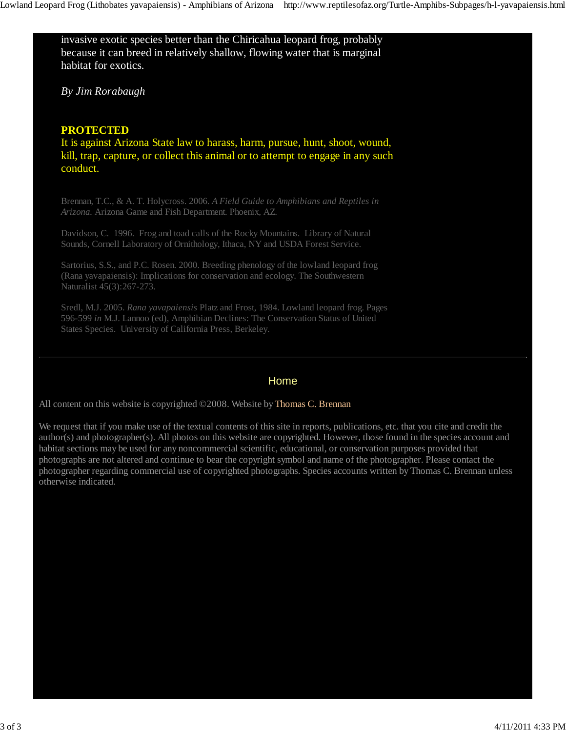invasive exotic species better than the Chiricahua leopard frog, probably because it can breed in relatively shallow, flowing water that is marginal habitat for exotics.

*By Jim Rorabaugh*

**PROTECTED**

It is against Arizona State law to harass, harm, pursue, hunt, shoot, wound, kill, trap, capture, or collect this animal or to attempt to engage in any such conduct.

Brennan, T.C., & A. T. Holycross. 2006. *A Field Guide to Amphibians and Reptiles in Arizona.* Arizona Game and Fish Department. Phoenix, AZ.

Davidson, C. 1996. Frog and toad calls of the Rocky Mountains. Library of Natural Sounds, Cornell Laboratory of Ornithology, Ithaca, NY and USDA Forest Service.

Sartorius, S.S., and P.C. Rosen. 2000. Breeding phenology of the lowland leopard frog (Rana yavapaiensis): Implications for conservation and ecology. The Southwestern Naturalist 45(3):267-273.

Sredl, M.J. 2005. *Rana yavapaiensis* Platz and Frost, 1984. Lowland leopard frog. Pages 596-599 *in* M.J. Lannoo (ed), Amphibian Declines: The Conservation Status of United States Species. University of California Press, Berkeley.

---

Home

All content on this website is copyrighted ©2008. Website by Thomas C. Brennan

We request that if you make use of the textual contents of this site in reports, publications, etc. that you cite and credit the author(s) and photographer(s). All photos on this website are copyrighted. However, those found in the species account and habitat sections may be used for any noncommercial scientific, educational, or conservation purposes provided that photographs are not altered and continue to bear the copyright symbol and name of the photographer. Please contact the photographer regarding commercial use of copyrighted photographs. Species accounts written by Thomas C. Brennan unless otherwise indicated.